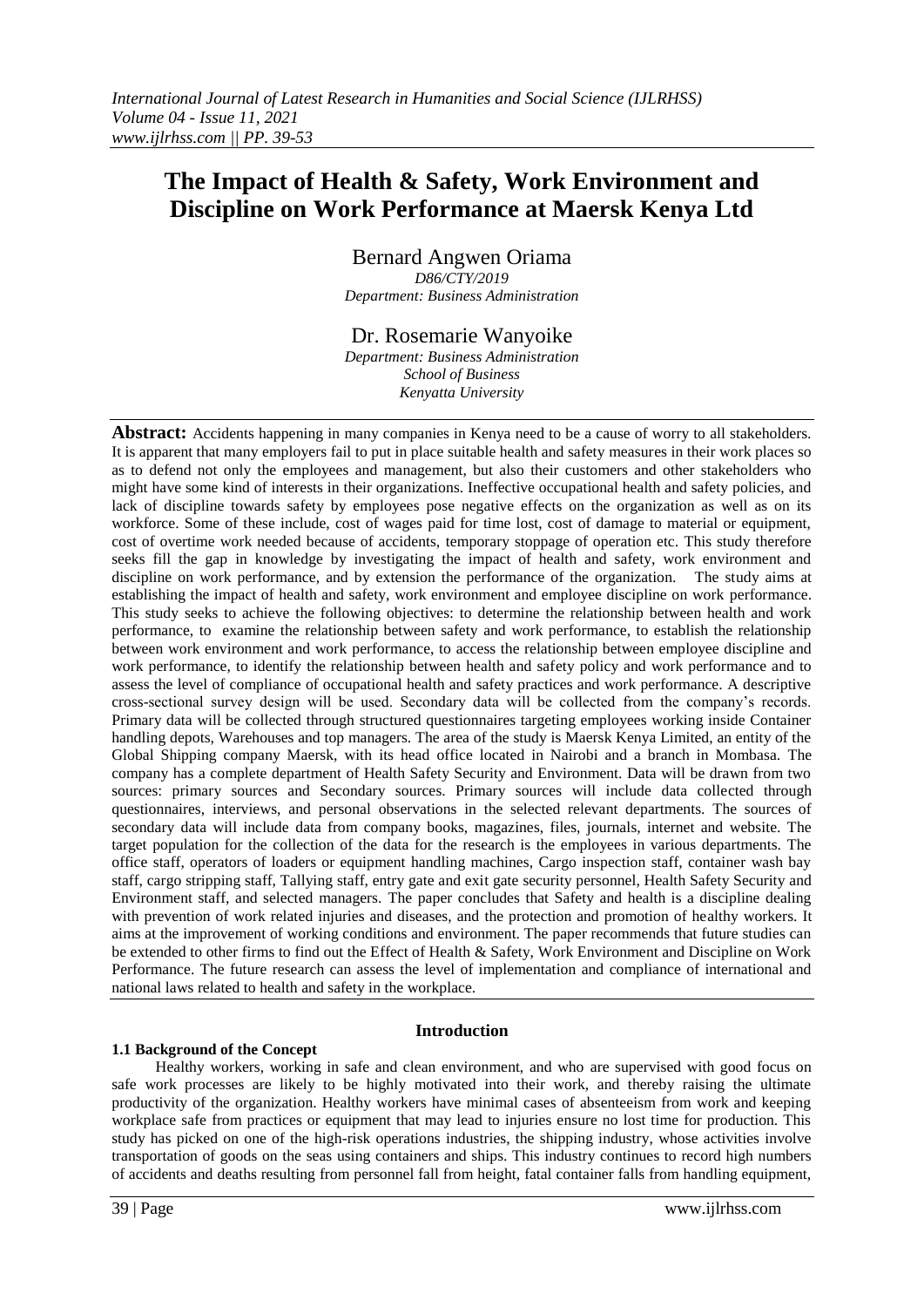# The Impact of Health & Safety, Work Environment and Discipline on Work Performance at Maersk Kenya Ltd

Bernard Angwen Oriama
*D86/CTY/2019*
*Department: Business Administration*

Dr. Rosemarie Wanyoike
*Department: Business Administration*
*School of Business*
*Kenyatta University*

**Abstract:** Accidents happening in many companies in Kenya need to be a cause of worry to all stakeholders. It is apparent that many employers fail to put in place suitable health and safety measures in their work places so as to defend not only the employees and management, but also their customers and other stakeholders who might have some kind of interests in their organizations. Ineffective occupational health and safety policies, and lack of discipline towards safety by employees pose negative effects on the organization as well as on its workforce. Some of these include, cost of wages paid for time lost, cost of damage to material or equipment, cost of overtime work needed because of accidents, temporary stoppage of operation etc. This study therefore seeks fill the gap in knowledge by investigating the impact of health and safety, work environment and discipline on work performance, and by extension the performance of the organization. The study aims at establishing the impact of health and safety, work environment and employee discipline on work performance. This study seeks to achieve the following objectives: to determine the relationship between health and work performance, to examine the relationship between safety and work performance, to establish the relationship between work environment and work performance, to access the relationship between employee discipline and work performance, to identify the relationship between health and safety policy and work performance and to assess the level of compliance of occupational health and safety practices and work performance. A descriptive cross-sectional survey design will be used. Secondary data will be collected from the company's records. Primary data will be collected through structured questionnaires targeting employees working inside Container handling depots, Warehouses and top managers. The area of the study is Maersk Kenya Limited, an entity of the Global Shipping company Maersk, with its head office located in Nairobi and a branch in Mombasa. The company has a complete department of Health Safety Security and Environment. Data will be drawn from two sources: primary sources and Secondary sources. Primary sources will include data collected through questionnaires, interviews, and personal observations in the selected relevant departments. The sources of secondary data will include data from company books, magazines, files, journals, internet and website. The target population for the collection of the data for the research is the employees in various departments. The office staff, operators of loaders or equipment handling machines, Cargo inspection staff, container wash bay staff, cargo stripping staff, Tallying staff, entry gate and exit gate security personnel, Health Safety Security and Environment staff, and selected managers. The paper concludes that Safety and health is a discipline dealing with prevention of work related injuries and diseases, and the protection and promotion of healthy workers. It aims at the improvement of working conditions and environment. The paper recommends that future studies can be extended to other firms to find out the Effect of Health & Safety, Work Environment and Discipline on Work Performance. The future research can assess the level of implementation and compliance of international and national laws related to health and safety in the workplace.

## Introduction

### 1.1 Background of the Concept

Healthy workers, working in safe and clean environment, and who are supervised with good focus on safe work processes are likely to be highly motivated into their work, and thereby raising the ultimate productivity of the organization. Healthy workers have minimal cases of absenteeism from work and keeping workplace safe from practices or equipment that may lead to injuries ensure no lost time for production. This study has picked on one of the high-risk operations industries, the shipping industry, whose activities involve transportation of goods on the seas using containers and ships. This industry continues to record high numbers of accidents and deaths resulting from personnel fall from height, fatal container falls from handling equipment,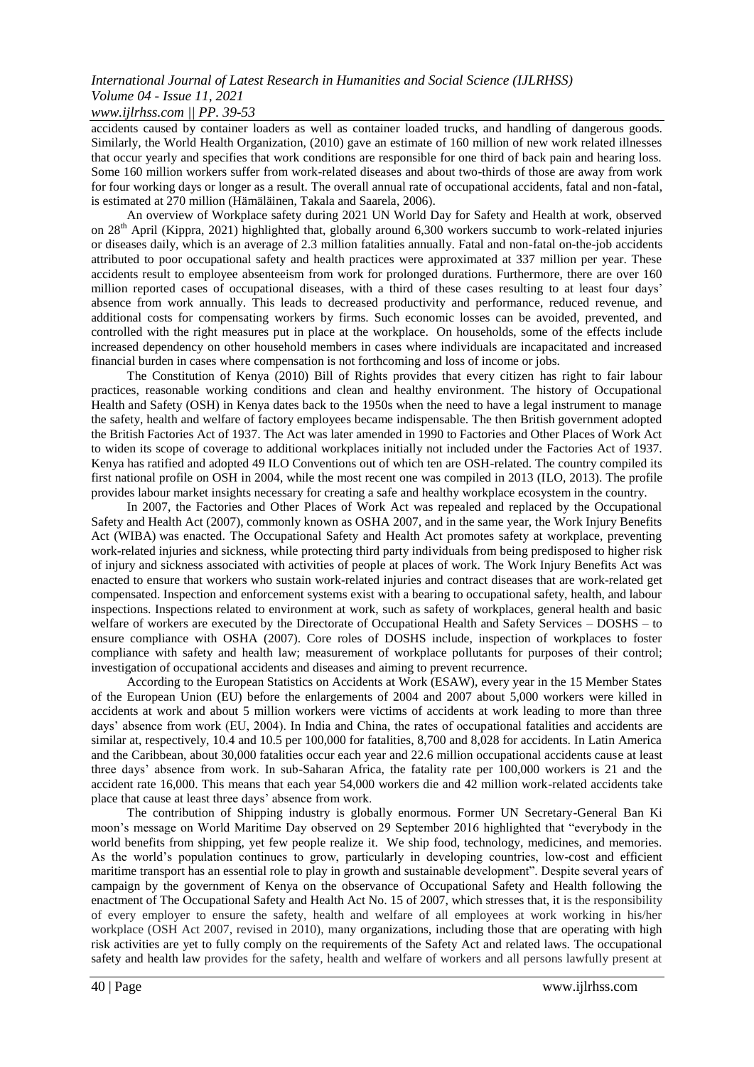accidents caused by container loaders as well as container loaded trucks, and handling of dangerous goods. Similarly, the World Health Organization, (2010) gave an estimate of 160 million of new work related illnesses that occur yearly and specifies that work conditions are responsible for one third of back pain and hearing loss. Some 160 million workers suffer from work-related diseases and about two-thirds of those are away from work for four working days or longer as a result. The overall annual rate of occupational accidents, fatal and non-fatal, is estimated at 270 million (Hämäläinen, Takala and Saarela, 2006).

An overview of Workplace safety during 2021 UN World Day for Safety and Health at work, observed on 28th April (Kippra, 2021) highlighted that, globally around 6,300 workers succumb to work-related injuries or diseases daily, which is an average of 2.3 million fatalities annually. Fatal and non-fatal on-the-job accidents attributed to poor occupational safety and health practices were approximated at 337 million per year. These accidents result to employee absenteeism from work for prolonged durations. Furthermore, there are over 160 million reported cases of occupational diseases, with a third of these cases resulting to at least four days' absence from work annually. This leads to decreased productivity and performance, reduced revenue, and additional costs for compensating workers by firms. Such economic losses can be avoided, prevented, and controlled with the right measures put in place at the workplace. On households, some of the effects include increased dependency on other household members in cases where individuals are incapacitated and increased financial burden in cases where compensation is not forthcoming and loss of income or jobs.

The Constitution of Kenya (2010) Bill of Rights provides that every citizen has right to fair labour practices, reasonable working conditions and clean and healthy environment. The history of Occupational Health and Safety (OSH) in Kenya dates back to the 1950s when the need to have a legal instrument to manage the safety, health and welfare of factory employees became indispensable. The then British government adopted the British Factories Act of 1937. The Act was later amended in 1990 to Factories and Other Places of Work Act to widen its scope of coverage to additional workplaces initially not included under the Factories Act of 1937. Kenya has ratified and adopted 49 ILO Conventions out of which ten are OSH-related. The country compiled its first national profile on OSH in 2004, while the most recent one was compiled in 2013 (ILO, 2013). The profile provides labour market insights necessary for creating a safe and healthy workplace ecosystem in the country.

In 2007, the Factories and Other Places of Work Act was repealed and replaced by the Occupational Safety and Health Act (2007), commonly known as OSHA 2007, and in the same year, the Work Injury Benefits Act (WIBA) was enacted. The Occupational Safety and Health Act promotes safety at workplace, preventing work-related injuries and sickness, while protecting third party individuals from being predisposed to higher risk of injury and sickness associated with activities of people at places of work. The Work Injury Benefits Act was enacted to ensure that workers who sustain work-related injuries and contract diseases that are work-related get compensated. Inspection and enforcement systems exist with a bearing to occupational safety, health, and labour inspections. Inspections related to environment at work, such as safety of workplaces, general health and basic welfare of workers are executed by the Directorate of Occupational Health and Safety Services – DOSHS – to ensure compliance with OSHA (2007). Core roles of DOSHS include, inspection of workplaces to foster compliance with safety and health law; measurement of workplace pollutants for purposes of their control; investigation of occupational accidents and diseases and aiming to prevent recurrence.

According to the European Statistics on Accidents at Work (ESAW), every year in the 15 Member States of the European Union (EU) before the enlargements of 2004 and 2007 about 5,000 workers were killed in accidents at work and about 5 million workers were victims of accidents at work leading to more than three days' absence from work (EU, 2004). In India and China, the rates of occupational fatalities and accidents are similar at, respectively, 10.4 and 10.5 per 100,000 for fatalities, 8,700 and 8,028 for accidents. In Latin America and the Caribbean, about 30,000 fatalities occur each year and 22.6 million occupational accidents cause at least three days' absence from work. In sub-Saharan Africa, the fatality rate per 100,000 workers is 21 and the accident rate 16,000. This means that each year 54,000 workers die and 42 million work-related accidents take place that cause at least three days' absence from work.

The contribution of Shipping industry is globally enormous. Former UN Secretary-General Ban Ki moon's message on World Maritime Day observed on 29 September 2016 highlighted that "everybody in the world benefits from shipping, yet few people realize it. We ship food, technology, medicines, and memories. As the world's population continues to grow, particularly in developing countries, low-cost and efficient maritime transport has an essential role to play in growth and sustainable development". Despite several years of campaign by the government of Kenya on the observance of Occupational Safety and Health following the enactment of The Occupational Safety and Health Act No. 15 of 2007, which stresses that, it is the responsibility of every employer to ensure the safety, health and welfare of all employees at work working in his/her workplace (OSH Act 2007, revised in 2010), many organizations, including those that are operating with high risk activities are yet to fully comply on the requirements of the Safety Act and related laws. The occupational safety and health law provides for the safety, health and welfare of workers and all persons lawfully present at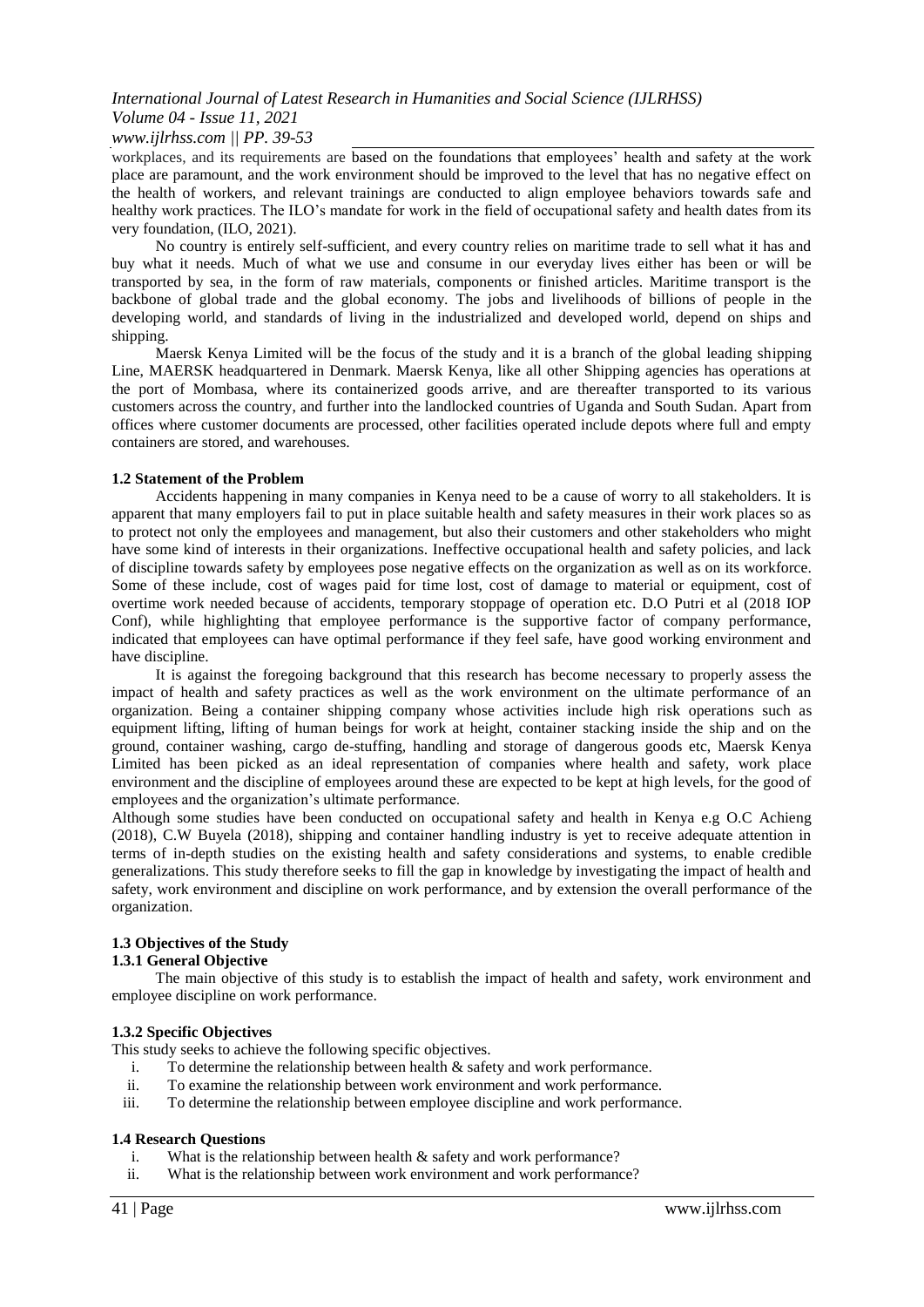workplaces, and its requirements are based on the foundations that employees' health and safety at the work place are paramount, and the work environment should be improved to the level that has no negative effect on the health of workers, and relevant trainings are conducted to align employee behaviors towards safe and healthy work practices. The ILO's mandate for work in the field of occupational safety and health dates from its very foundation, (ILO, 2021).

No country is entirely self-sufficient, and every country relies on maritime trade to sell what it has and buy what it needs. Much of what we use and consume in our everyday lives either has been or will be transported by sea, in the form of raw materials, components or finished articles. Maritime transport is the backbone of global trade and the global economy. The jobs and livelihoods of billions of people in the developing world, and standards of living in the industrialized and developed world, depend on ships and shipping.

Maersk Kenya Limited will be the focus of the study and it is a branch of the global leading shipping Line, MAERSK headquartered in Denmark. Maersk Kenya, like all other Shipping agencies has operations at the port of Mombasa, where its containerized goods arrive, and are thereafter transported to its various customers across the country, and further into the landlocked countries of Uganda and South Sudan. Apart from offices where customer documents are processed, other facilities operated include depots where full and empty containers are stored, and warehouses.

### 1.2 Statement of the Problem

Accidents happening in many companies in Kenya need to be a cause of worry to all stakeholders. It is apparent that many employers fail to put in place suitable health and safety measures in their work places so as to protect not only the employees and management, but also their customers and other stakeholders who might have some kind of interests in their organizations. Ineffective occupational health and safety policies, and lack of discipline towards safety by employees pose negative effects on the organization as well as on its workforce. Some of these include, cost of wages paid for time lost, cost of damage to material or equipment, cost of overtime work needed because of accidents, temporary stoppage of operation etc. D.O Putri et al (2018 IOP Conf), while highlighting that employee performance is the supportive factor of company performance, indicated that employees can have optimal performance if they feel safe, have good working environment and have discipline.

It is against the foregoing background that this research has become necessary to properly assess the impact of health and safety practices as well as the work environment on the ultimate performance of an organization. Being a container shipping company whose activities include high risk operations such as equipment lifting, lifting of human beings for work at height, container stacking inside the ship and on the ground, container washing, cargo de-stuffing, handling and storage of dangerous goods etc, Maersk Kenya Limited has been picked as an ideal representation of companies where health and safety, work place environment and the discipline of employees around these are expected to be kept at high levels, for the good of employees and the organization's ultimate performance.

Although some studies have been conducted on occupational safety and health in Kenya e.g O.C Achieng (2018), C.W Buyela (2018), shipping and container handling industry is yet to receive adequate attention in terms of in-depth studies on the existing health and safety considerations and systems, to enable credible generalizations. This study therefore seeks to fill the gap in knowledge by investigating the impact of health and safety, work environment and discipline on work performance, and by extension the overall performance of the organization.

### 1.3 Objectives of the Study

#### 1.3.1 General Objective

The main objective of this study is to establish the impact of health and safety, work environment and employee discipline on work performance.

#### 1.3.2 Specific Objectives

This study seeks to achieve the following specific objectives.

i. To determine the relationship between health & safety and work performance.
ii. To examine the relationship between work environment and work performance.
iii. To determine the relationship between employee discipline and work performance.

### 1.4 Research Questions

i. What is the relationship between health & safety and work performance?
ii. What is the relationship between work environment and work performance?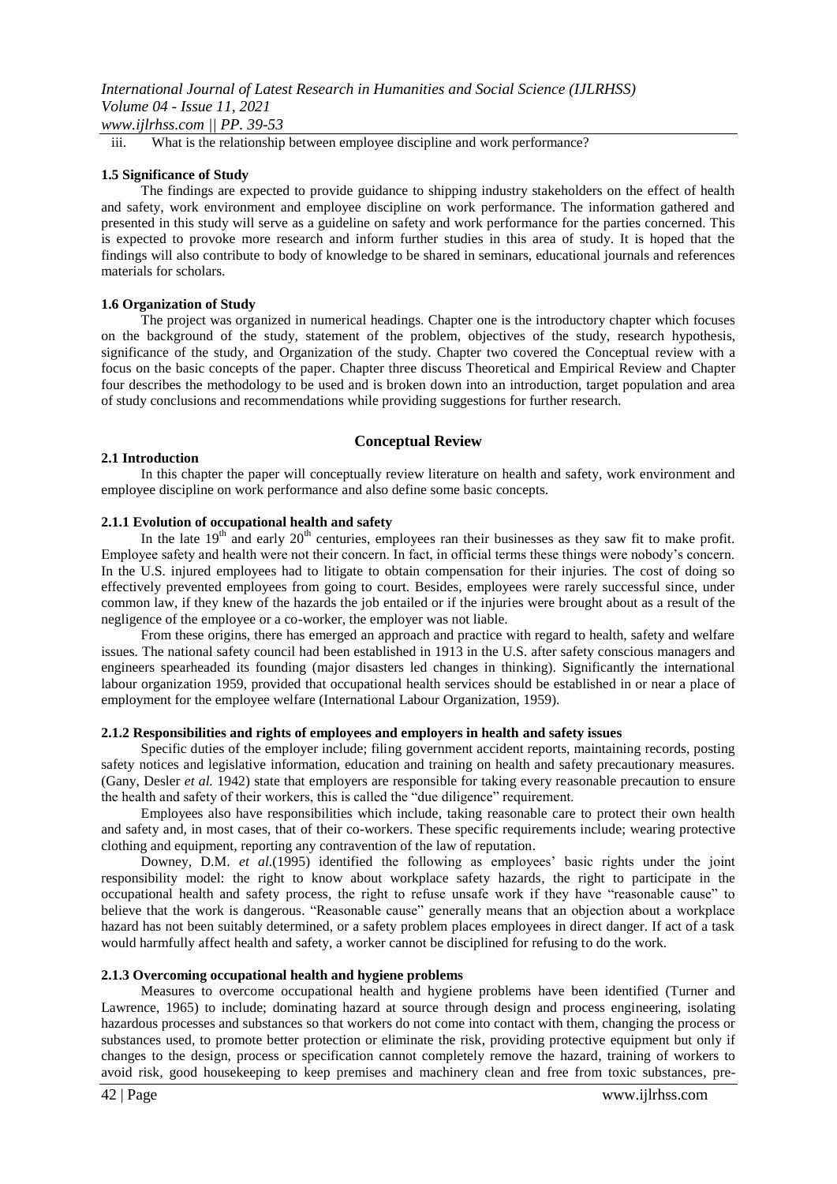iii. What is the relationship between employee discipline and work performance?

### 1.5 Significance of Study

The findings are expected to provide guidance to shipping industry stakeholders on the effect of health and safety, work environment and employee discipline on work performance. The information gathered and presented in this study will serve as a guideline on safety and work performance for the parties concerned. This is expected to provoke more research and inform further studies in this area of study. It is hoped that the findings will also contribute to body of knowledge to be shared in seminars, educational journals and references materials for scholars.

### 1.6 Organization of Study

The project was organized in numerical headings. Chapter one is the introductory chapter which focuses on the background of the study, statement of the problem, objectives of the study, research hypothesis, significance of the study, and Organization of the study. Chapter two covered the Conceptual review with a focus on the basic concepts of the paper. Chapter three discuss Theoretical and Empirical Review and Chapter four describes the methodology to be used and is broken down into an introduction, target population and area of study conclusions and recommendations while providing suggestions for further research.

## Conceptual Review

### 2.1 Introduction

In this chapter the paper will conceptually review literature on health and safety, work environment and employee discipline on work performance and also define some basic concepts.

#### 2.1.1 Evolution of occupational health and safety

In the late 19th and early 20th centuries, employees ran their businesses as they saw fit to make profit. Employee safety and health were not their concern. In fact, in official terms these things were nobody's concern. In the U.S. injured employees had to litigate to obtain compensation for their injuries. The cost of doing so effectively prevented employees from going to court. Besides, employees were rarely successful since, under common law, if they knew of the hazards the job entailed or if the injuries were brought about as a result of the negligence of the employee or a co-worker, the employer was not liable.

From these origins, there has emerged an approach and practice with regard to health, safety and welfare issues. The national safety council had been established in 1913 in the U.S. after safety conscious managers and engineers spearheaded its founding (major disasters led changes in thinking). Significantly the international labour organization 1959, provided that occupational health services should be established in or near a place of employment for the employee welfare (International Labour Organization, 1959).

#### 2.1.2 Responsibilities and rights of employees and employers in health and safety issues

Specific duties of the employer include; filing government accident reports, maintaining records, posting safety notices and legislative information, education and training on health and safety precautionary measures. (Gany, Desler *et al.* 1942) state that employers are responsible for taking every reasonable precaution to ensure the health and safety of their workers, this is called the "due diligence" requirement.

Employees also have responsibilities which include, taking reasonable care to protect their own health and safety and, in most cases, that of their co-workers. These specific requirements include; wearing protective clothing and equipment, reporting any contravention of the law of reputation.

Downey, D.M. *et al.*(1995) identified the following as employees' basic rights under the joint responsibility model: the right to know about workplace safety hazards, the right to participate in the occupational health and safety process, the right to refuse unsafe work if they have "reasonable cause" to believe that the work is dangerous. "Reasonable cause" generally means that an objection about a workplace hazard has not been suitably determined, or a safety problem places employees in direct danger. If act of a task would harmfully affect health and safety, a worker cannot be disciplined for refusing to do the work.

#### 2.1.3 Overcoming occupational health and hygiene problems

Measures to overcome occupational health and hygiene problems have been identified (Turner and Lawrence, 1965) to include; dominating hazard at source through design and process engineering, isolating hazardous processes and substances so that workers do not come into contact with them, changing the process or substances used, to promote better protection or eliminate the risk, providing protective equipment but only if changes to the design, process or specification cannot completely remove the hazard, training of workers to avoid risk, good housekeeping to keep premises and machinery clean and free from toxic substances, pre-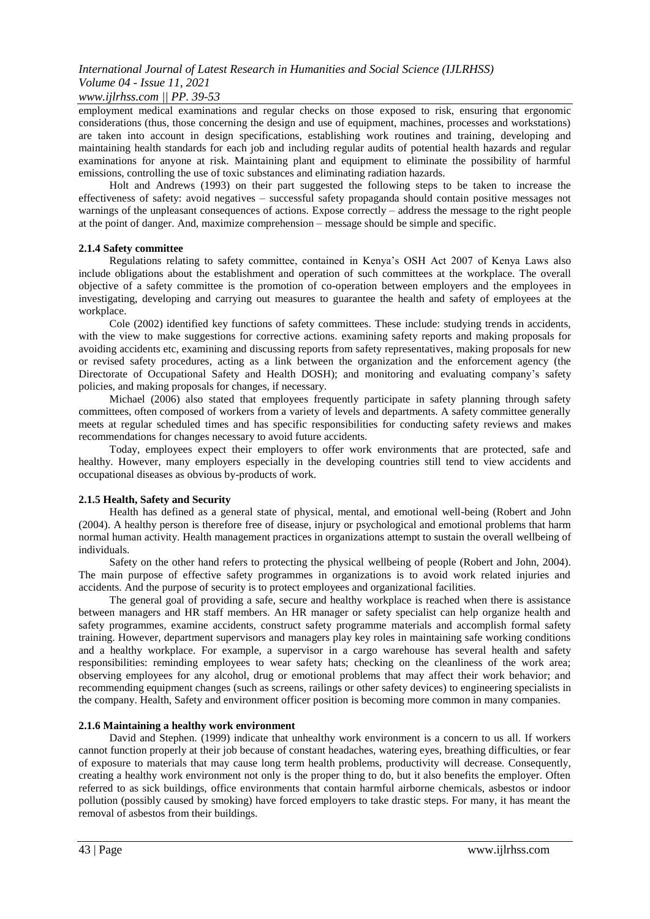employment medical examinations and regular checks on those exposed to risk, ensuring that ergonomic considerations (thus, those concerning the design and use of equipment, machines, processes and workstations) are taken into account in design specifications, establishing work routines and training, developing and maintaining health standards for each job and including regular audits of potential health hazards and regular examinations for anyone at risk. Maintaining plant and equipment to eliminate the possibility of harmful emissions, controlling the use of toxic substances and eliminating radiation hazards.

Holt and Andrews (1993) on their part suggested the following steps to be taken to increase the effectiveness of safety: avoid negatives – successful safety propaganda should contain positive messages not warnings of the unpleasant consequences of actions. Expose correctly – address the message to the right people at the point of danger. And, maximize comprehension – message should be simple and specific.

### 2.1.4 Safety committee

Regulations relating to safety committee, contained in Kenya's OSH Act 2007 of Kenya Laws also include obligations about the establishment and operation of such committees at the workplace. The overall objective of a safety committee is the promotion of co-operation between employers and the employees in investigating, developing and carrying out measures to guarantee the health and safety of employees at the workplace.

Cole (2002) identified key functions of safety committees. These include: studying trends in accidents, with the view to make suggestions for corrective actions. examining safety reports and making proposals for avoiding accidents etc, examining and discussing reports from safety representatives, making proposals for new or revised safety procedures, acting as a link between the organization and the enforcement agency (the Directorate of Occupational Safety and Health DOSH); and monitoring and evaluating company's safety policies, and making proposals for changes, if necessary.

Michael (2006) also stated that employees frequently participate in safety planning through safety committees, often composed of workers from a variety of levels and departments. A safety committee generally meets at regular scheduled times and has specific responsibilities for conducting safety reviews and makes recommendations for changes necessary to avoid future accidents.

Today, employees expect their employers to offer work environments that are protected, safe and healthy. However, many employers especially in the developing countries still tend to view accidents and occupational diseases as obvious by-products of work.

### 2.1.5 Health, Safety and Security

Health has defined as a general state of physical, mental, and emotional well-being (Robert and John (2004). A healthy person is therefore free of disease, injury or psychological and emotional problems that harm normal human activity. Health management practices in organizations attempt to sustain the overall wellbeing of individuals.

Safety on the other hand refers to protecting the physical wellbeing of people (Robert and John, 2004). The main purpose of effective safety programmes in organizations is to avoid work related injuries and accidents. And the purpose of security is to protect employees and organizational facilities.

The general goal of providing a safe, secure and healthy workplace is reached when there is assistance between managers and HR staff members. An HR manager or safety specialist can help organize health and safety programmes, examine accidents, construct safety programme materials and accomplish formal safety training. However, department supervisors and managers play key roles in maintaining safe working conditions and a healthy workplace. For example, a supervisor in a cargo warehouse has several health and safety responsibilities: reminding employees to wear safety hats; checking on the cleanliness of the work area; observing employees for any alcohol, drug or emotional problems that may affect their work behavior; and recommending equipment changes (such as screens, railings or other safety devices) to engineering specialists in the company. Health, Safety and environment officer position is becoming more common in many companies.

### 2.1.6 Maintaining a healthy work environment

David and Stephen. (1999) indicate that unhealthy work environment is a concern to us all. If workers cannot function properly at their job because of constant headaches, watering eyes, breathing difficulties, or fear of exposure to materials that may cause long term health problems, productivity will decrease. Consequently, creating a healthy work environment not only is the proper thing to do, but it also benefits the employer. Often referred to as sick buildings, office environments that contain harmful airborne chemicals, asbestos or indoor pollution (possibly caused by smoking) have forced employers to take drastic steps. For many, it has meant the removal of asbestos from their buildings.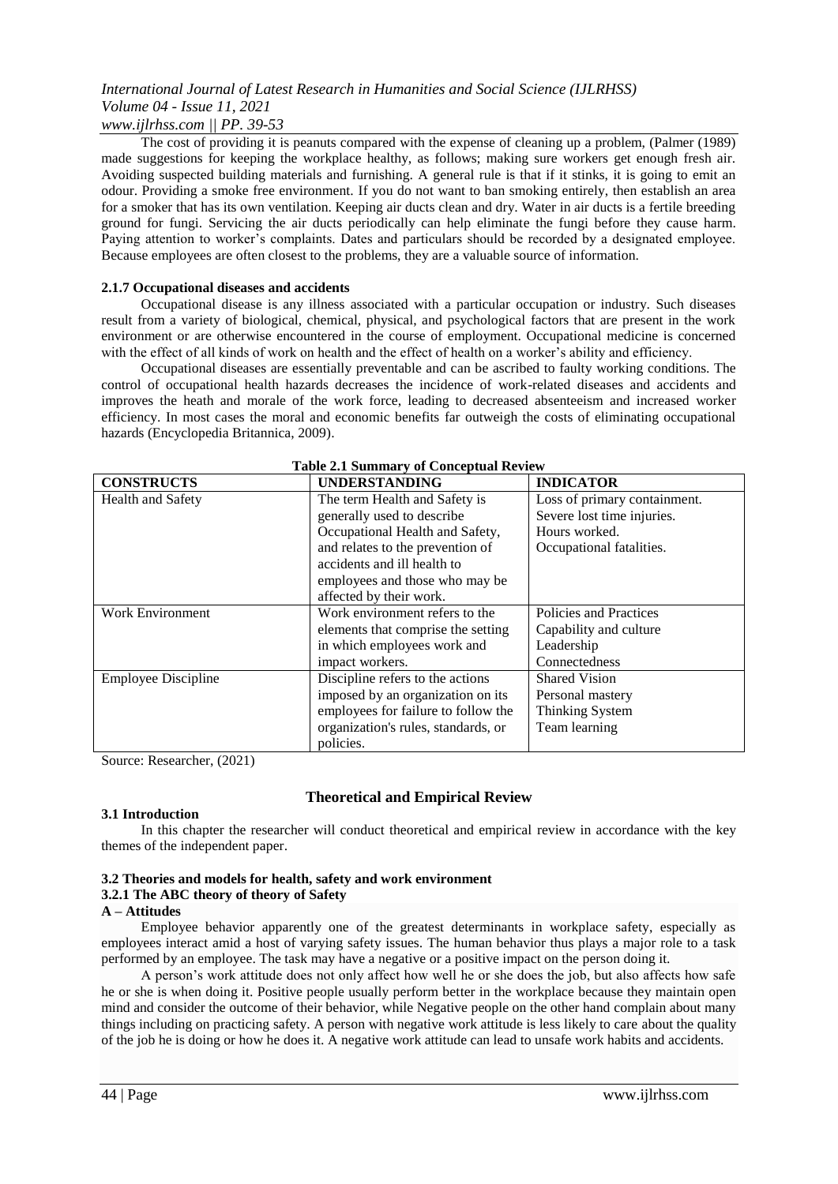The cost of providing it is peanuts compared with the expense of cleaning up a problem, (Palmer (1989) made suggestions for keeping the workplace healthy, as follows; making sure workers get enough fresh air. Avoiding suspected building materials and furnishing. A general rule is that if it stinks, it is going to emit an odour. Providing a smoke free environment. If you do not want to ban smoking entirely, then establish an area for a smoker that has its own ventilation. Keeping air ducts clean and dry. Water in air ducts is a fertile breeding ground for fungi. Servicing the air ducts periodically can help eliminate the fungi before they cause harm. Paying attention to worker's complaints. Dates and particulars should be recorded by a designated employee. Because employees are often closest to the problems, they are a valuable source of information.

#### 2.1.7 Occupational diseases and accidents

Occupational disease is any illness associated with a particular occupation or industry. Such diseases result from a variety of biological, chemical, physical, and psychological factors that are present in the work environment or are otherwise encountered in the course of employment. Occupational medicine is concerned with the effect of all kinds of work on health and the effect of health on a worker's ability and efficiency.

Occupational diseases are essentially preventable and can be ascribed to faulty working conditions. The control of occupational health hazards decreases the incidence of work-related diseases and accidents and improves the heath and morale of the work force, leading to decreased absenteeism and increased worker efficiency. In most cases the moral and economic benefits far outweigh the costs of eliminating occupational hazards (Encyclopedia Britannica, 2009).

**Table 2.1 Summary of Conceptual Review**

| CONSTRUCTS | UNDERSTANDING | INDICATOR |
|---|---|---|
| Health and Safety | The term Health and Safety is generally used to describe Occupational Health and Safety, and relates to the prevention of accidents and ill health to employees and those who may be affected by their work. | Loss of primary containment.<br>Severe lost time injuries.<br>Hours worked.<br>Occupational fatalities. |
| Work Environment | Work environment refers to the elements that comprise the setting in which employees work and impact workers. | Policies and Practices<br>Capability and culture<br>Leadership<br>Connectedness |
| Employee Discipline | Discipline refers to the actions imposed by an organization on its employees for failure to follow the organization's rules, standards, or policies. | Shared Vision<br>Personal mastery<br>Thinking System<br>Team learning |

Source: Researcher, (2021)

## Theoretical and Empirical Review

### 3.1 Introduction

In this chapter the researcher will conduct theoretical and empirical review in accordance with the key themes of the independent paper.

### 3.2 Theories and models for health, safety and work environment

#### 3.2.1 The ABC theory of theory of Safety

**A – Attitudes**

Employee behavior apparently one of the greatest determinants in workplace safety, especially as employees interact amid a host of varying safety issues. The human behavior thus plays a major role to a task performed by an employee. The task may have a negative or a positive impact on the person doing it.

A person's work attitude does not only affect how well he or she does the job, but also affects how safe he or she is when doing it. Positive people usually perform better in the workplace because they maintain open mind and consider the outcome of their behavior, while Negative people on the other hand complain about many things including on practicing safety. A person with negative work attitude is less likely to care about the quality of the job he is doing or how he does it. A negative work attitude can lead to unsafe work habits and accidents.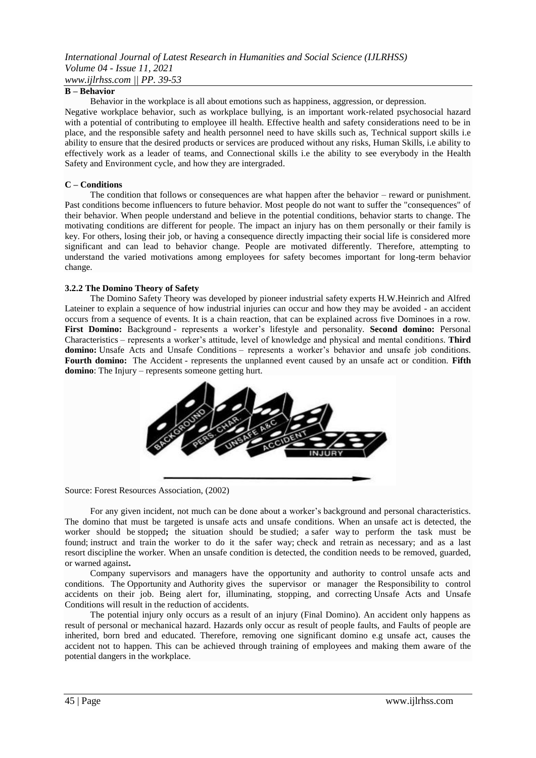**B – Behavior**

Behavior in the workplace is all about emotions such as happiness, aggression, or depression. Negative workplace behavior, such as workplace bullying, is an important work-related psychosocial hazard with a potential of contributing to employee ill health. Effective health and safety considerations need to be in place, and the responsible safety and health personnel need to have skills such as, Technical support skills i.e ability to ensure that the desired products or services are produced without any risks, Human Skills, i.e ability to effectively work as a leader of teams, and Connectional skills i.e the ability to see everybody in the Health Safety and Environment cycle, and how they are intergraded.

**C – Conditions**

The condition that follows or consequences are what happen after the behavior – reward or punishment. Past conditions become influencers to future behavior. Most people do not want to suffer the "consequences" of their behavior. When people understand and believe in the potential conditions, behavior starts to change. The motivating conditions are different for people. The impact an injury has on them personally or their family is key. For others, losing their job, or having a consequence directly impacting their social life is considered more significant and can lead to behavior change. People are motivated differently. Therefore, attempting to understand the varied motivations among employees for safety becomes important for long-term behavior change.

### 3.2.2 The Domino Theory of Safety

The Domino Safety Theory was developed by pioneer industrial safety experts H.W.Heinrich and Alfred Lateiner to explain a sequence of how industrial injuries can occur and how they may be avoided - an accident occurs from a sequence of events. It is a chain reaction, that can be explained across five Dominoes in a row. **First Domino:** Background - represents a worker's lifestyle and personality. **Second domino:** Personal Characteristics – represents a worker's attitude, level of knowledge and physical and mental conditions. **Third domino:** Unsafe Acts and Unsafe Conditions – represents a worker's behavior and unsafe job conditions. **Fourth domino:** The Accident - represents the unplanned event caused by an unsafe act or condition. **Fifth domino**: The Injury – represents someone getting hurt.

Source: Forest Resources Association, (2002)

For any given incident, not much can be done about a worker's background and personal characteristics. The domino that must be targeted is unsafe acts and unsafe conditions. When an unsafe act is detected, the worker should be stopped**;** the situation should be studied; a safer way to perform the task must be found; instruct and train the worker to do it the safer way; check and retrain as necessary; and as a last resort discipline the worker. When an unsafe condition is detected, the condition needs to be removed, guarded, or warned against**.**

Company supervisors and managers have the opportunity and authority to control unsafe acts and conditions. The Opportunity and Authority gives the supervisor or manager the Responsibility to control accidents on their job. Being alert for, illuminating, stopping, and correcting Unsafe Acts and Unsafe Conditions will result in the reduction of accidents.

The potential injury only occurs as a result of an injury (Final Domino). An accident only happens as result of personal or mechanical hazard. Hazards only occur as result of people faults, and Faults of people are inherited, born bred and educated. Therefore, removing one significant domino e.g unsafe act, causes the accident not to happen. This can be achieved through training of employees and making them aware of the potential dangers in the workplace.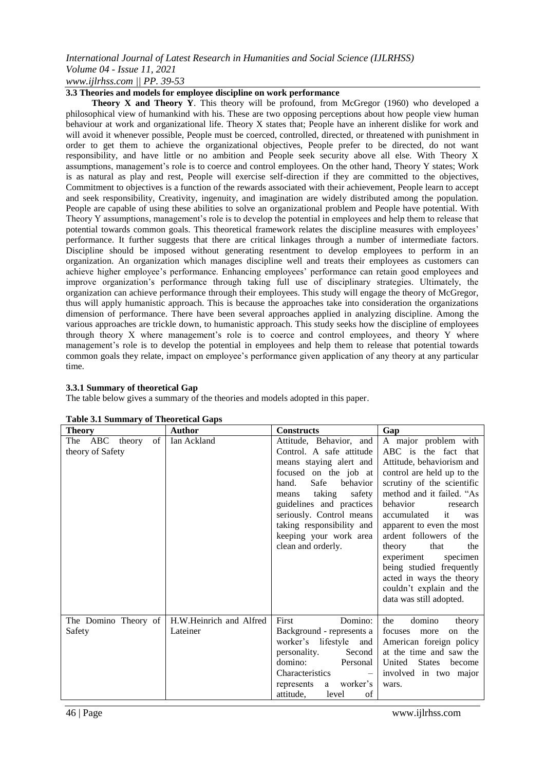### 3.3 Theories and models for employee discipline on work performance

**Theory X and Theory Y**. This theory will be profound, from McGregor (1960) who developed a philosophical view of humankind with his. These are two opposing perceptions about how people view human behaviour at work and organizational life. Theory X states that; People have an inherent dislike for work and will avoid it whenever possible, People must be coerced, controlled, directed, or threatened with punishment in order to get them to achieve the organizational objectives, People prefer to be directed, do not want responsibility, and have little or no ambition and People seek security above all else. With Theory X assumptions, management's role is to coerce and control employees. On the other hand, Theory Y states; Work is as natural as play and rest, People will exercise self-direction if they are committed to the objectives, Commitment to objectives is a function of the rewards associated with their achievement, People learn to accept and seek responsibility, Creativity, ingenuity, and imagination are widely distributed among the population. People are capable of using these abilities to solve an organizational problem and People have potential. With Theory Y assumptions, management's role is to develop the potential in employees and help them to release that potential towards common goals. This theoretical framework relates the discipline measures with employees' performance. It further suggests that there are critical linkages through a number of intermediate factors. Discipline should be imposed without generating resentment to develop employees to perform in an organization. An organization which manages discipline well and treats their employees as customers can achieve higher employee's performance. Enhancing employees' performance can retain good employees and improve organization's performance through taking full use of disciplinary strategies. Ultimately, the organization can achieve performance through their employees. This study will engage the theory of McGregor, thus will apply humanistic approach. This is because the approaches take into consideration the organizations dimension of performance. There have been several approaches applied in analyzing discipline. Among the various approaches are trickle down, to humanistic approach. This study seeks how the discipline of employees through theory X where management's role is to coerce and control employees, and theory Y where management's role is to develop the potential in employees and help them to release that potential towards common goals they relate, impact on employee's performance given application of any theory at any particular time.

#### 3.3.1 Summary of theoretical Gap

The table below gives a summary of the theories and models adopted in this paper.

**Table 3.1 Summary of Theoretical Gaps**

| Theory | Author | Constructs | Gap |
|---|---|---|---|
| The ABC theory of theory of Safety | Ian Ackland | Attitude, Behavior, and Control. A safe attitude means staying alert and focused on the job at hand. Safe behavior means taking safety guidelines and practices seriously. Control means taking responsibility and keeping your work area clean and orderly. | A major problem with ABC is the fact that Attitude, behaviorism and control are held up to the scrutiny of the scientific method and it failed. "As behavior research accumulated it was apparent to even the most ardent followers of the theory that the experiment specimen being studied frequently acted in ways the theory couldn't explain and the data was still adopted. |
| The Domino Theory of Safety | H.W.Heinrich and Alfred Lateiner | First Domino: Background - represents a worker's lifestyle and personality. Second domino: Personal Characteristics – represents a worker's attitude, level of | the domino theory focuses more on the American foreign policy at the time and saw the United States become involved in two major wars. |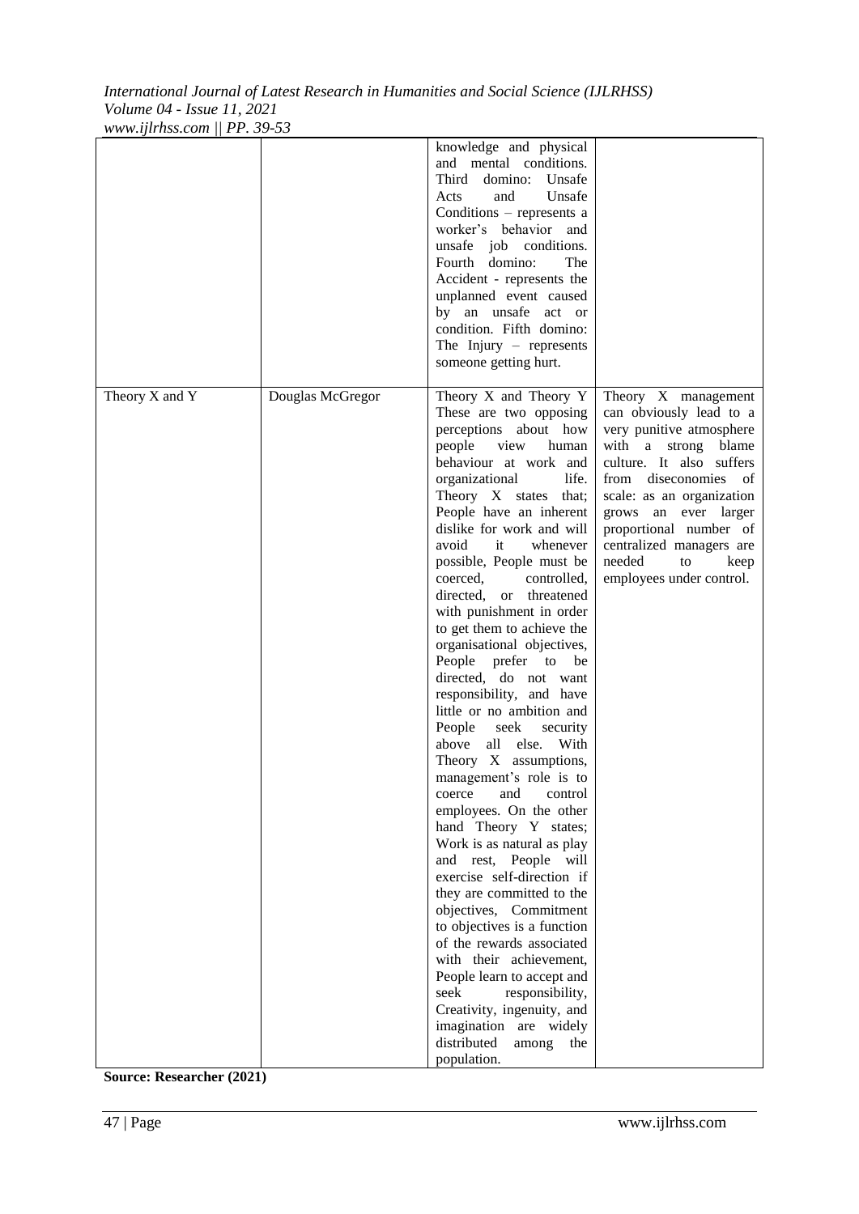|  |  | knowledge and physical and mental conditions. Third domino: Unsafe Acts and Unsafe Conditions – represents a worker's behavior and unsafe job conditions. Fourth domino: The Accident - represents the unplanned event caused by an unsafe act or condition. Fifth domino: The Injury – represents someone getting hurt. |  |
|---|---|---|---|
| Theory X and Y | Douglas McGregor | Theory X and Theory Y These are two opposing perceptions about how people view human behaviour at work and organizational life. Theory X states that; People have an inherent dislike for work and will avoid it whenever possible, People must be coerced, controlled, directed, or threatened with punishment in order to get them to achieve the organisational objectives, People prefer to be directed, do not want responsibility, and have little or no ambition and People seek security above all else. With Theory X assumptions, management's role is to coerce and control employees. On the other hand Theory Y states; Work is as natural as play and rest, People will exercise self-direction if they are committed to the objectives, Commitment to objectives is a function of the rewards associated with their achievement, People learn to accept and seek responsibility, Creativity, ingenuity, and imagination are widely distributed among the population. | Theory X management can obviously lead to a very punitive atmosphere with a strong blame culture. It also suffers from diseconomies of scale: as an organization grows an ever larger proportional number of centralized managers are needed to keep employees under control. |

**Source: Researcher (2021)**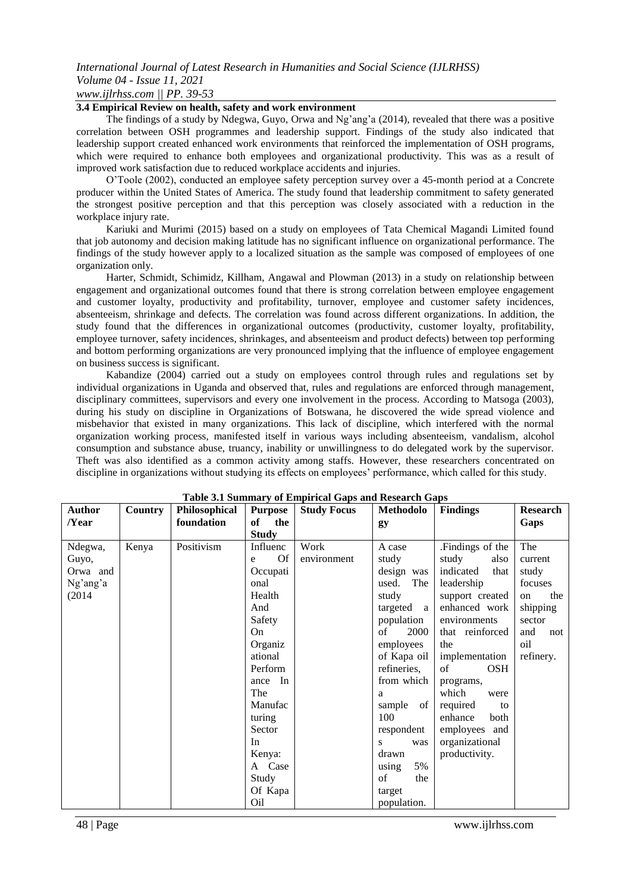### 3.4 Empirical Review on health, safety and work environment

The findings of a study by Ndegwa, Guyo, Orwa and Ng'ang'a (2014), revealed that there was a positive correlation between OSH programmes and leadership support. Findings of the study also indicated that leadership support created enhanced work environments that reinforced the implementation of OSH programs, which were required to enhance both employees and organizational productivity. This was as a result of improved work satisfaction due to reduced workplace accidents and injuries.

O'Toole (2002), conducted an employee safety perception survey over a 45-month period at a Concrete producer within the United States of America. The study found that leadership commitment to safety generated the strongest positive perception and that this perception was closely associated with a reduction in the workplace injury rate.

Kariuki and Murimi (2015) based on a study on employees of Tata Chemical Magandi Limited found that job autonomy and decision making latitude has no significant influence on organizational performance. The findings of the study however apply to a localized situation as the sample was composed of employees of one organization only.

Harter, Schmidt, Schimidz, Killham, Angawal and Plowman (2013) in a study on relationship between engagement and organizational outcomes found that there is strong correlation between employee engagement and customer loyalty, productivity and profitability, turnover, employee and customer safety incidences, absenteeism, shrinkage and defects. The correlation was found across different organizations. In addition, the study found that the differences in organizational outcomes (productivity, customer loyalty, profitability, employee turnover, safety incidences, shrinkages, and absenteeism and product defects) between top performing and bottom performing organizations are very pronounced implying that the influence of employee engagement on business success is significant.

Kabandize (2004) carried out a study on employees control through rules and regulations set by individual organizations in Uganda and observed that, rules and regulations are enforced through management, disciplinary committees, supervisors and every one involvement in the process. According to Matsoga (2003), during his study on discipline in Organizations of Botswana, he discovered the wide spread violence and misbehavior that existed in many organizations. This lack of discipline, which interfered with the normal organization working process, manifested itself in various ways including absenteeism, vandalism, alcohol consumption and substance abuse, truancy, inability or unwillingness to do delegated work by the supervisor. Theft was also identified as a common activity among staffs. However, these researchers concentrated on discipline in organizations without studying its effects on employees' performance, which called for this study.

**Table 3.1 Summary of Empirical Gaps and Research Gaps**

| Author /Year | Country | Philosophical foundation | Purpose of the Study | Study Focus | Methodology | Findings | Research Gaps |
|---|---|---|---|---|---|---|---|
| Ndegwa, Guyo, Orwa and Ng'ang'a (2014 | Kenya | Positivism | Influence Of Occupational Health And Safety On Organizational Performance In The Manufacturing Sector In Kenya: A Case Study Of Kapa Oil | Work environment | A case study design was used. The study targeted a population of 2000 employees of Kapa oil refineries, from which a sample of 100 respondents was drawn using 5% of the target population. | .Findings of the study also indicated that leadership support created enhanced work environments that reinforced the implementation of OSH programs, which were required to enhance both employees and organizational productivity. | The current study focuses on the shipping sector and not oil refinery. |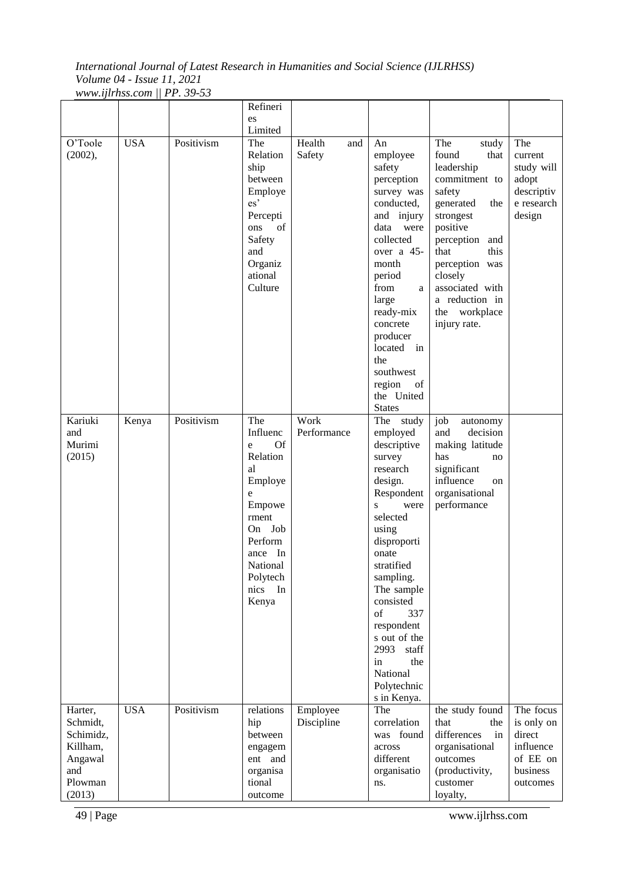| | | | Refineries Limited | | | | |
|---|---|---|---|---|---|---|---|
| O'Toole (2002), | USA | Positivism | The Relationship between Employees' Perceptions of Safety and Organizational Culture | Health and Safety | An employee safety perception survey was conducted, and injury data were collected over a 45-month period from a large ready-mix concrete producer located in the southwest region of the United States | The study found that leadership commitment to safety generated the strongest positive perception and that this perception was closely associated with a reduction in the workplace injury rate. | The current study will adopt descriptive research design |
| Kariuki and Murimi (2015) | Kenya | Positivism | The Influence Of Relational Employee Empowerment On Job Performance In National Polytechnics In Kenya | Work Performance | The study employed descriptive survey research design. Respondents were selected using disproportionate stratified sampling. The sample consisted of 337 respondents out of the 2993 staff in the National Polytechnics in Kenya. | job autonomy and decision making latitude has no significant influence on organisational performance | |
| Harter, Schmidt, Schimidz, Killham, Angawal and Plowman (2013) | USA | Positivism | relationship between engagement and organisational outcome | Employee Discipline | The correlation was found across different organisations. | the study found that the differences in organisational outcomes (productivity, customer loyalty, | The focus is only on direct influence of EE on business outcomes |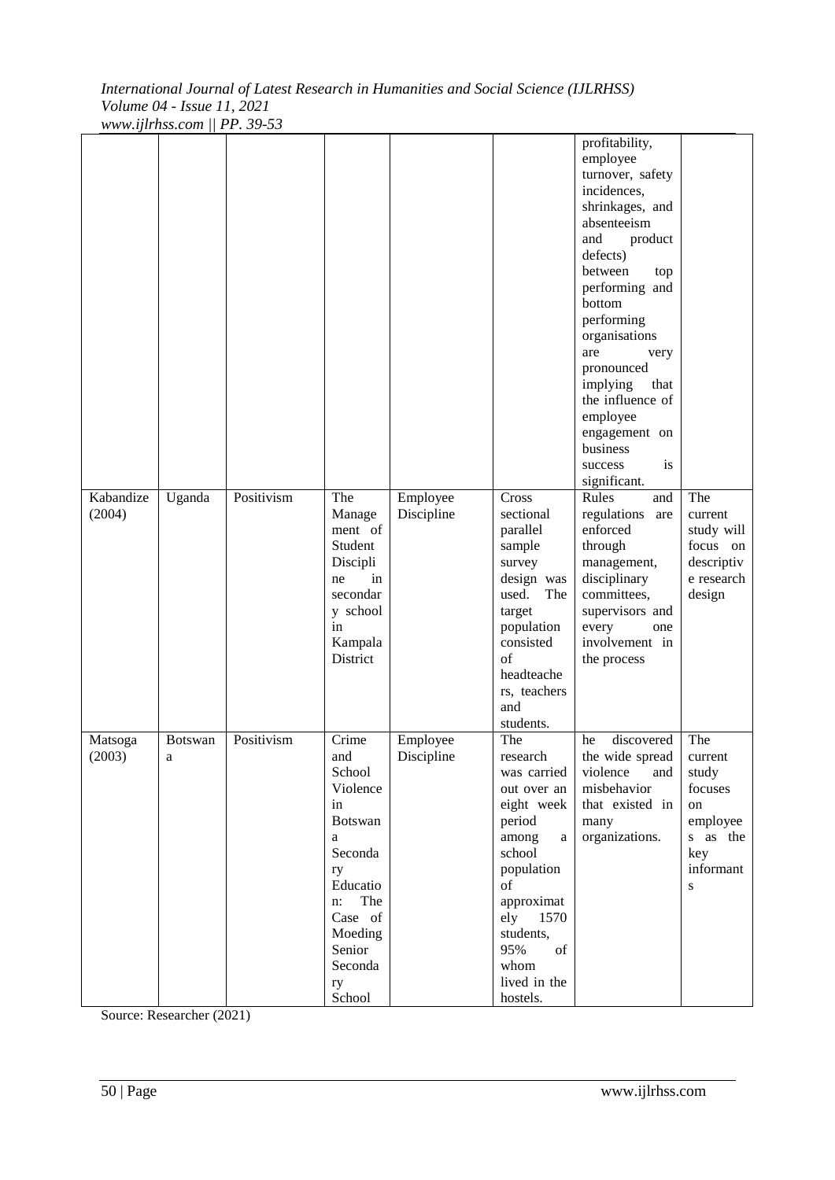|  |  |  |  |  |  |  |  |
|---|---|---|---|---|---|---|---|
|  |  |  |  |  |  | profitability, employee turnover, safety incidences, shrinkages, and absenteeism and product defects) between top performing and bottom performing organisations are very pronounced implying that the influence of employee engagement on business success is significant. |  |
| Kabandize (2004) | Uganda | Positivism | The Management of Student Discipline in secondary school in Kampala District | Employee Discipline | Cross sectional parallel sample survey design was used. The target population consisted of headteachers, teachers and students. | Rules and regulations are enforced through management, disciplinary committees, supervisors and every one involvement in the process | The current study will focus on descriptive research design |
| Matsoga (2003) | Botswana | Positivism | Crime and School Violence in Botswana Secondary Education: The Case of Moeding Senior Secondary School | Employee Discipline | The research was carried out over an eight week period among a school population of approximately 1570 students, 95% of whom lived in the hostels. | he discovered the wide spread violence and misbehavior that existed in many organizations. | The current study focuses on employees as the key informants |

Source: Researcher (2021)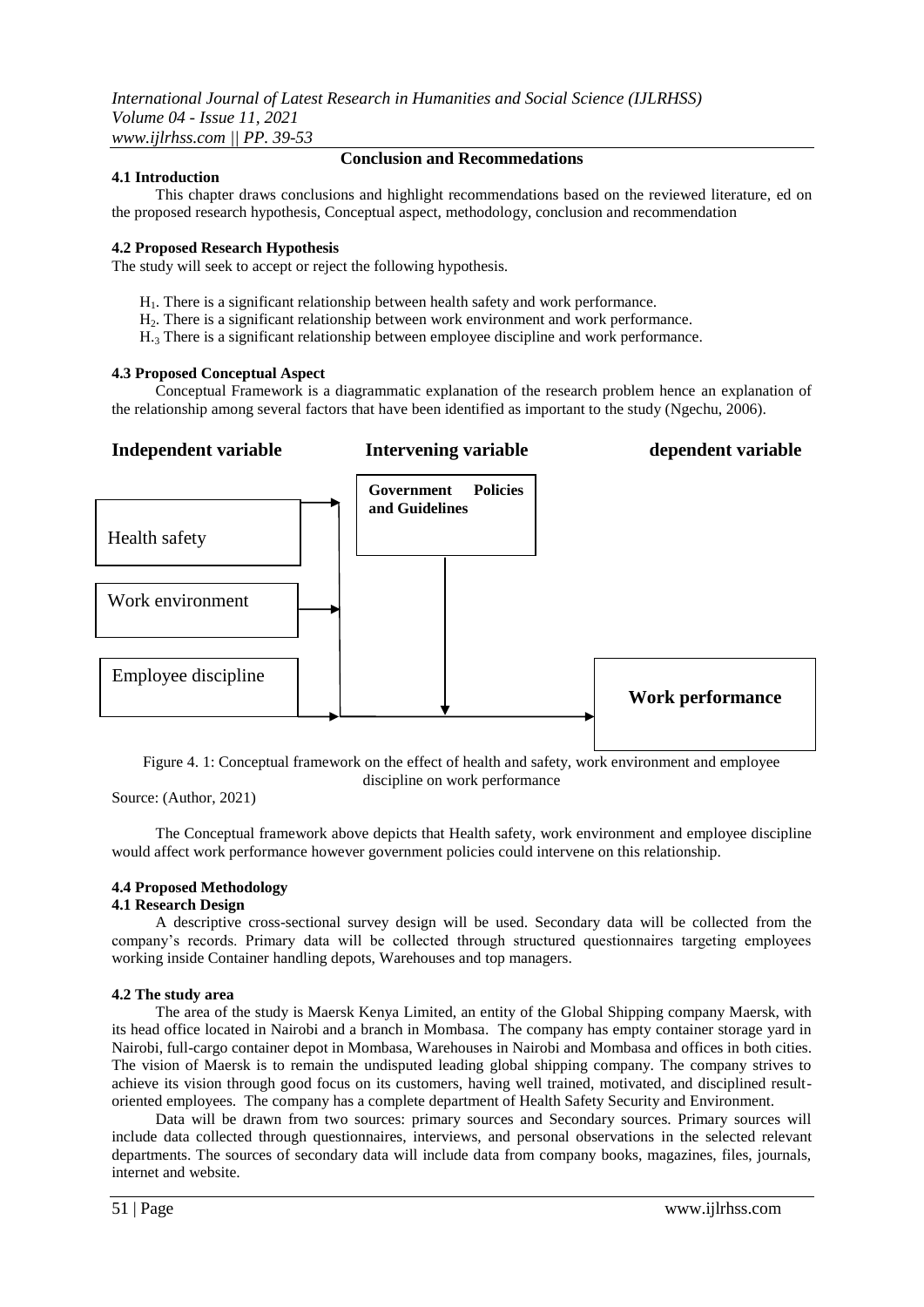## Conclusion and Recommedations

### 4.1 Introduction

This chapter draws conclusions and highlight recommendations based on the reviewed literature, ed on the proposed research hypothesis, Conceptual aspect, methodology, conclusion and recommendation

### 4.2 Proposed Research Hypothesis

The study will seek to accept or reject the following hypothesis.

$H_1$. There is a significant relationship between health safety and work performance.
$H_2$. There is a significant relationship between work environment and work performance.
$H_{.3}$ There is a significant relationship between employee discipline and work performance.

### 4.3 Proposed Conceptual Aspect

Conceptual Framework is a diagrammatic explanation of the research problem hence an explanation of the relationship among several factors that have been identified as important to the study (Ngechu, 2006).

**Independent variable** **Intervening variable** **dependent variable**

Health safety

Work environment

Employee discipline

**Government Policies and Guidelines**

**Work performance**

Figure 4. 1: Conceptual framework on the effect of health and safety, work environment and employee discipline on work performance

Source: (Author, 2021)

The Conceptual framework above depicts that Health safety, work environment and employee discipline would affect work performance however government policies could intervene on this relationship.

### 4.4 Proposed Methodology

#### 4.1 Research Design

A descriptive cross-sectional survey design will be used. Secondary data will be collected from the company's records. Primary data will be collected through structured questionnaires targeting employees working inside Container handling depots, Warehouses and top managers.

#### 4.2 The study area

The area of the study is Maersk Kenya Limited, an entity of the Global Shipping company Maersk, with its head office located in Nairobi and a branch in Mombasa. The company has empty container storage yard in Nairobi, full-cargo container depot in Mombasa, Warehouses in Nairobi and Mombasa and offices in both cities. The vision of Maersk is to remain the undisputed leading global shipping company. The company strives to achieve its vision through good focus on its customers, having well trained, motivated, and disciplined result-oriented employees. The company has a complete department of Health Safety Security and Environment.

Data will be drawn from two sources: primary sources and Secondary sources. Primary sources will include data collected through questionnaires, interviews, and personal observations in the selected relevant departments. The sources of secondary data will include data from company books, magazines, files, journals, internet and website.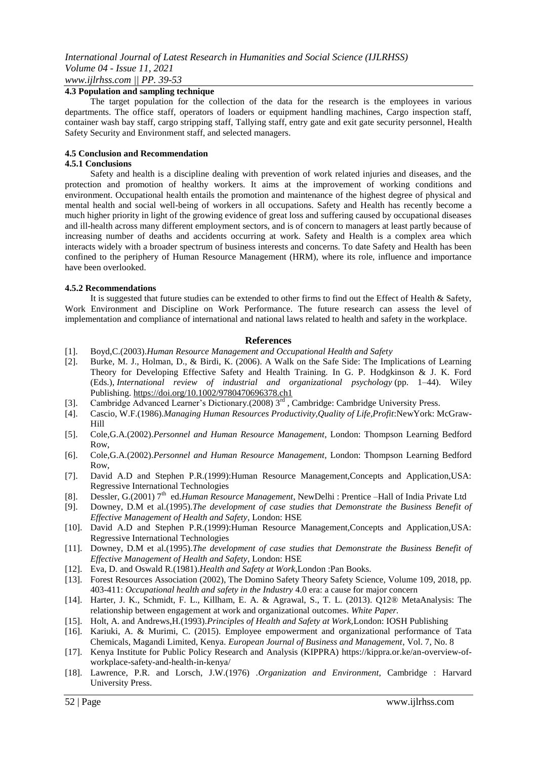### 4.3 Population and sampling technique

The target population for the collection of the data for the research is the employees in various departments. The office staff, operators of loaders or equipment handling machines, Cargo inspection staff, container wash bay staff, cargo stripping staff, Tallying staff, entry gate and exit gate security personnel, Health Safety Security and Environment staff, and selected managers.

### 4.5 Conclusion and Recommendation

#### 4.5.1 Conclusions

Safety and health is a discipline dealing with prevention of work related injuries and diseases, and the protection and promotion of healthy workers. It aims at the improvement of working conditions and environment. Occupational health entails the promotion and maintenance of the highest degree of physical and mental health and social well-being of workers in all occupations. Safety and Health has recently become a much higher priority in light of the growing evidence of great loss and suffering caused by occupational diseases and ill-health across many different employment sectors, and is of concern to managers at least partly because of increasing number of deaths and accidents occurring at work. Safety and Health is a complex area which interacts widely with a broader spectrum of business interests and concerns. To date Safety and Health has been confined to the periphery of Human Resource Management (HRM), where its role, influence and importance have been overlooked.

#### 4.5.2 Recommendations

It is suggested that future studies can be extended to other firms to find out the Effect of Health & Safety, Work Environment and Discipline on Work Performance. The future research can assess the level of implementation and compliance of international and national laws related to health and safety in the workplace.

## References

[1]. Boyd,C.(2003).*Human Resource Management and Occupational Health and Safety*

[2]. Burke, M. J., Holman, D., & Birdi, K. (2006). A Walk on the Safe Side: The Implications of Learning Theory for Developing Effective Safety and Health Training. In G. P. Hodgkinson & J. K. Ford (Eds.), *International review of industrial and organizational psychology* (pp. 1–44). Wiley Publishing. https://doi.org/10.1002/9780470696378.ch1

[3]. Cambridge Advanced Learner's Dictionary.(2008) 3rd , Cambridge: Cambridge University Press.

[4]. Cascio, W.F.(1986).*Managing Human Resources Productivity,Quality of Life,Profit*:NewYork: McGraw-Hill

[5]. Cole,G.A.(2002).*Personnel and Human Resource Management*, London: Thompson Learning Bedford Row,

[6]. Cole,G.A.(2002).*Personnel and Human Resource Management*, London: Thompson Learning Bedford Row,

[7]. David A.D and Stephen P.R.(1999):Human Resource Management,Concepts and Application,USA: Regressive International Technologies

[8]. Dessler, G.(2001) 7th ed.*Human Resource Management*, NewDelhi : Prentice –Hall of India Private Ltd

[9]. Downey, D.M et al.(1995).*The development of case studies that Demonstrate the Business Benefit of Effective Management of Health and Safety*, London: HSE

[10]. David A.D and Stephen P.R.(1999):Human Resource Management,Concepts and Application,USA: Regressive International Technologies

[11]. Downey, D.M et al.(1995).*The development of case studies that Demonstrate the Business Benefit of Effective Management of Health and Safety*, London: HSE

[12]. Eva, D. and Oswald R.(1981).*Health and Safety at Work*,London :Pan Books.

[13]. Forest Resources Association (2002), The Domino Safety Theory Safety Science, Volume 109, 2018, pp. 403-411: *Occupational health and safety in the Industry* 4.0 era: a cause for major concern

[14]. Harter, J. K., Schmidt, F. L., Killham, E. A. & Agrawal, S., T. L. (2013). Q12® MetaAnalysis: The relationship between engagement at work and organizational outcomes. *White Paper.*

[15]. Holt, A. and Andrews,H.(1993).*Principles of Health and Safety at Work*,London: IOSH Publishing

[16]. Kariuki, A. & Murimi, C. (2015). Employee empowerment and organizational performance of Tata Chemicals, Magandi Limited, Kenya. *European Journal of Business and Management*, Vol. 7, No. 8

[17]. Kenya Institute for Public Policy Research and Analysis (KIPPRA) https://kippra.or.ke/an-overview-of-workplace-safety-and-health-in-kenya/

[18]. Lawrence, P.R. and Lorsch, J.W.(1976) .*Organization and Environment*, Cambridge : Harvard University Press.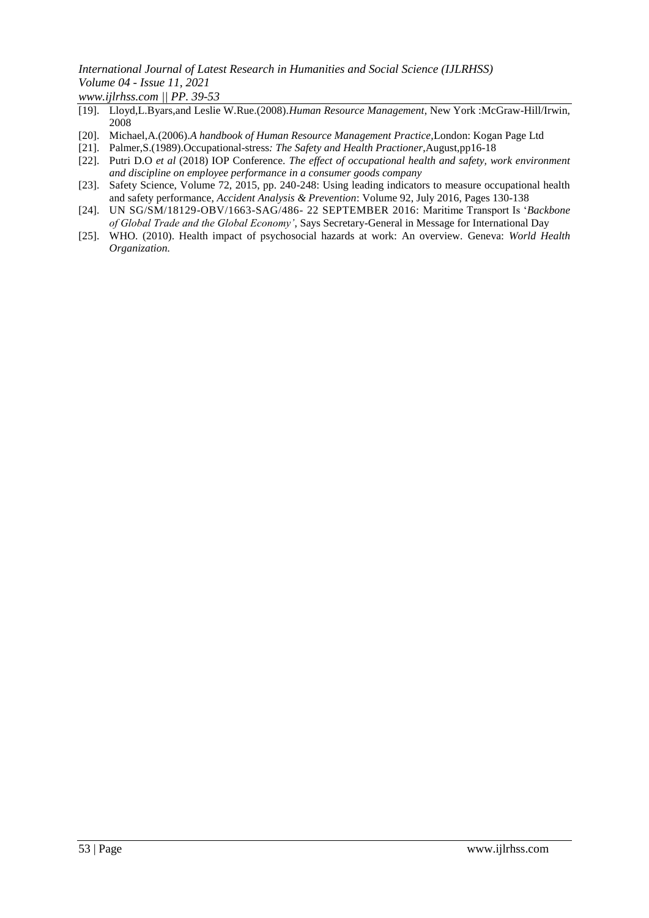[19]. Lloyd,L.Byars,and Leslie W.Rue.(2008).*Human Resource Management*, New York :McGraw-Hill/Irwin, 2008

[20]. Michael,A.(2006).*A handbook of Human Resource Management Practice,*London: Kogan Page Ltd

[21]. Palmer,S.(1989).Occupational-stress*: The Safety and Health Practioner*,August,pp16-18

[22]. Putri D.O *et al* (2018) IOP Conference. *The effect of occupational health and safety, work environment and discipline on employee performance in a consumer goods company*

[23]. Safety Science, Volume 72, 2015, pp. 240-248: Using leading indicators to measure occupational health and safety performance, *Accident Analysis & Prevention*: Volume 92, July 2016, Pages 130-138

[24]. UN SG/SM/18129-OBV/1663-SAG/486- 22 SEPTEMBER 2016: Maritime Transport Is '*Backbone of Global Trade and the Global Economy'*, Says Secretary-General in Message for International Day

[25]. WHO. (2010). Health impact of psychosocial hazards at work: An overview. Geneva: *World Health Organization.*